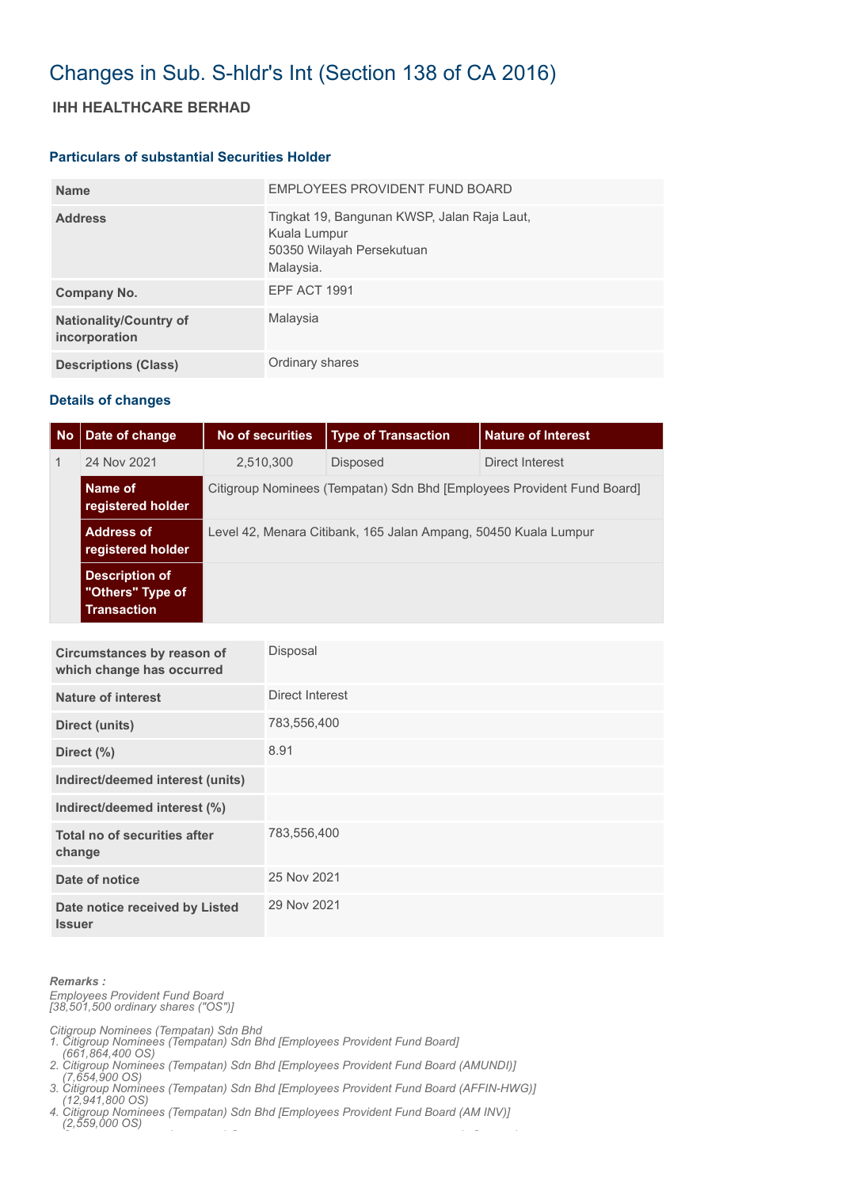# Changes in Sub. S-hldr's Int (Section 138 of CA 2016)

## IHH HEALTHCARE BERHAD

### Particulars of substantial Securities Holder

| | |
|---|---|
| **Name** | EMPLOYEES PROVIDENT FUND BOARD |
| **Address** | Tingkat 19, Bangunan KWSP, Jalan Raja Laut, Kuala Lumpur 50350 Wilayah Persekutuan Malaysia. |
| **Company No.** | EPF ACT 1991 |
| **Nationality/Country of incorporation** | Malaysia |
| **Descriptions (Class)** | Ordinary shares |

### Details of changes

| No | Date of change | No of securities | Type of Transaction | Nature of Interest |
|---|---|---|---|---|
| 1 | 24 Nov 2021 | 2,510,300 | Disposed | Direct Interest |
| | **Name of registered holder** | Citigroup Nominees (Tempatan) Sdn Bhd [Employees Provident Fund Board] | | |
| | **Address of registered holder** | Level 42, Menara Citibank, 165 Jalan Ampang, 50450 Kuala Lumpur | | |
| | **Description of "Others" Type of Transaction** | | | |

| | |
|---|---|
| **Circumstances by reason of which change has occurred** | Disposal |
| **Nature of interest** | Direct Interest |
| **Direct (units)** | 783,556,400 |
| **Direct (%)** | 8.91 |
| **Indirect/deemed interest (units)** | |
| **Indirect/deemed interest (%)** | |
| **Total no of securities after change** | 783,556,400 |
| **Date of notice** | 25 Nov 2021 |
| **Date notice received by Listed Issuer** | 29 Nov 2021 |

***Remarks :***

*Employees Provident Fund Board*
*[38,501,500 ordinary shares ("OS")]*

*Citigroup Nominees (Tempatan) Sdn Bhd*
1. *Citigroup Nominees (Tempatan) Sdn Bhd [Employees Provident Fund Board] (661,864,400 OS)*
2. *Citigroup Nominees (Tempatan) Sdn Bhd [Employees Provident Fund Board (AMUNDI)] (7,654,900 OS)*
3. *Citigroup Nominees (Tempatan) Sdn Bhd [Employees Provident Fund Board (AFFIN-HWG)] (12,941,800 OS)*
4. *Citigroup Nominees (Tempatan) Sdn Bhd [Employees Provident Fund Board (AM INV)] (2,559,000 OS)*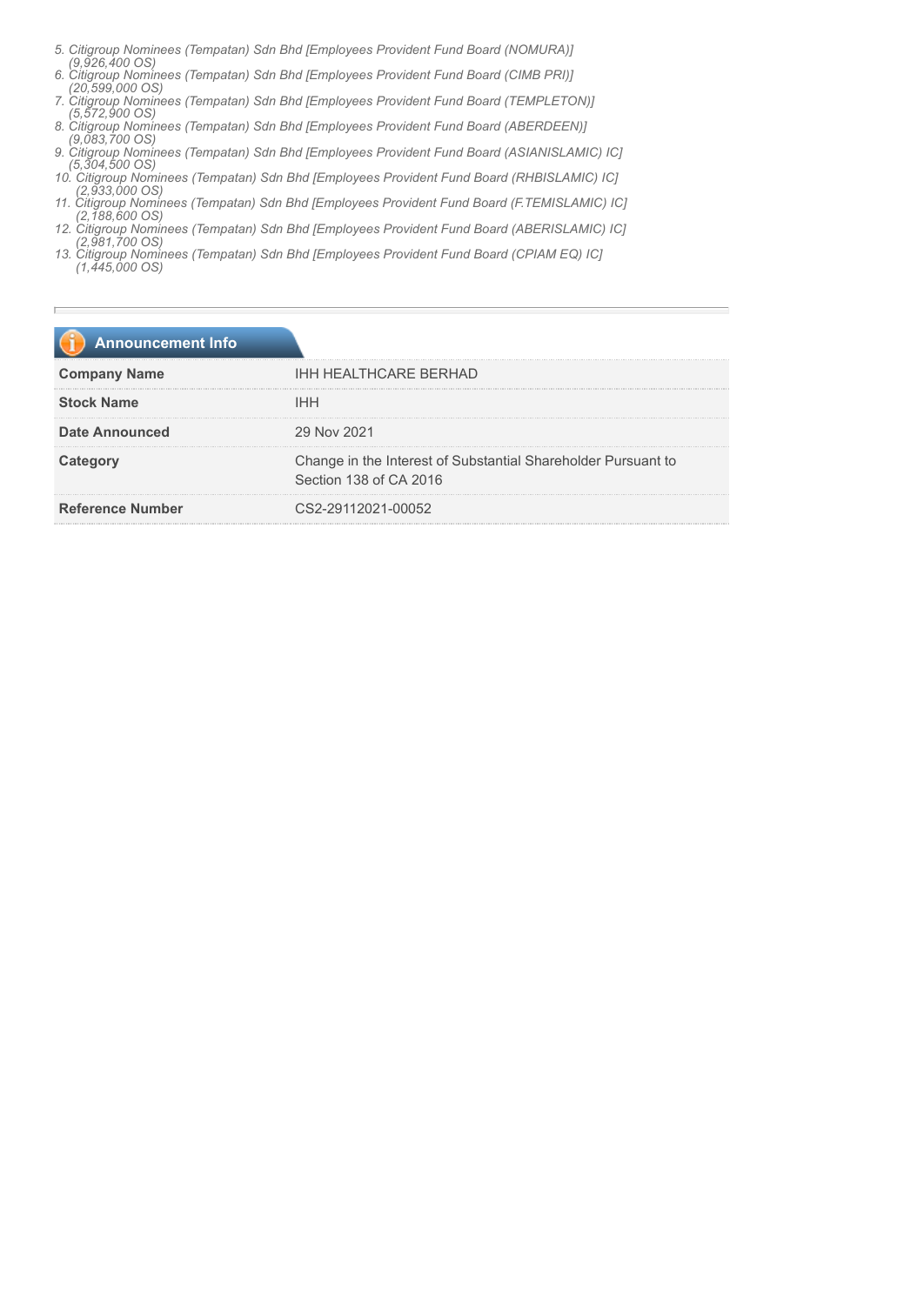5. *Citigroup Nominees (Tempatan) Sdn Bhd [Employees Provident Fund Board (NOMURA)] (9,926,400 OS)*
6. *Citigroup Nominees (Tempatan) Sdn Bhd [Employees Provident Fund Board (CIMB PRI)] (20,599,000 OS)*
7. *Citigroup Nominees (Tempatan) Sdn Bhd [Employees Provident Fund Board (TEMPLETON)] (5,572,900 OS)*
8. *Citigroup Nominees (Tempatan) Sdn Bhd [Employees Provident Fund Board (ABERDEEN)] (9,083,700 OS)*
9. *Citigroup Nominees (Tempatan) Sdn Bhd [Employees Provident Fund Board (ASIANISLAMIC) IC] (5,304,500 OS)*
10. *Citigroup Nominees (Tempatan) Sdn Bhd [Employees Provident Fund Board (RHBISLAMIC) IC] (2,933,000 OS)*
11. *Citigroup Nominees (Tempatan) Sdn Bhd [Employees Provident Fund Board (F.TEMISLAMIC) IC] (2,188,600 OS)*
12. *Citigroup Nominees (Tempatan) Sdn Bhd [Employees Provident Fund Board (ABERISLAMIC) IC] (2,981,700 OS)*
13. *Citigroup Nominees (Tempatan) Sdn Bhd [Employees Provident Fund Board (CPIAM EQ) IC] (1,445,000 OS)*

## Announcement Info

| | |
|---|---|
| **Company Name** | IHH HEALTHCARE BERHAD |
| **Stock Name** | IHH |
| **Date Announced** | 29 Nov 2021 |
| **Category** | Change in the Interest of Substantial Shareholder Pursuant to Section 138 of CA 2016 |
| **Reference Number** | CS2-29112021-00052 |